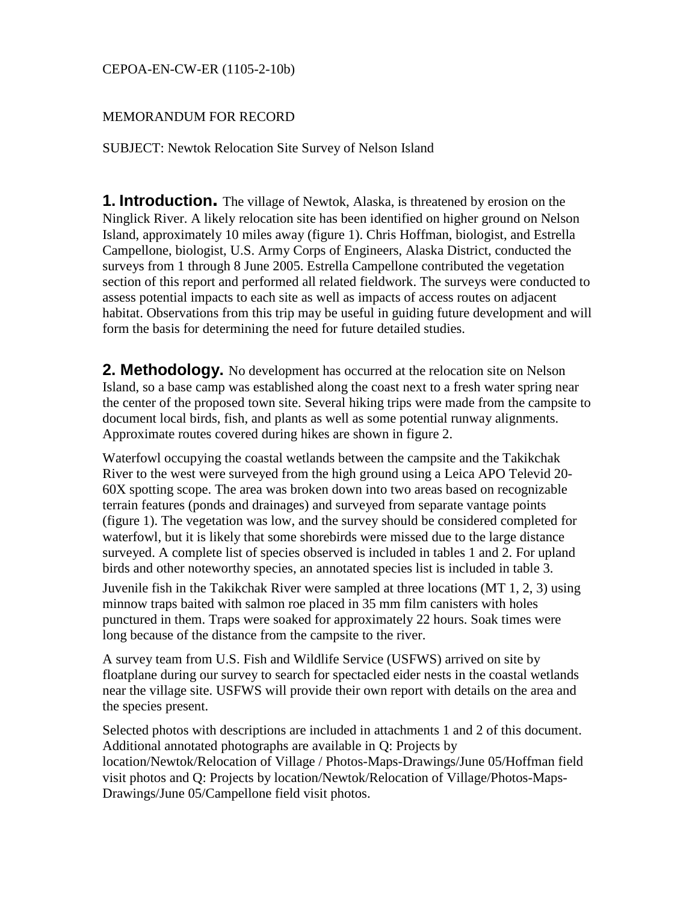CEPOA-EN-CW-ER (1105-2-10b)

MEMORANDUM FOR RECORD

SUBJECT: Newtok Relocation Site Survey of Nelson Island

## 1. Introduction.

The village of Newtok, Alaska, is threatened by erosion on the Ninglick River. A likely relocation site has been identified on higher ground on Nelson Island, approximately 10 miles away (figure 1). Chris Hoffman, biologist, and Estrella Campellone, biologist, U.S. Army Corps of Engineers, Alaska District, conducted the surveys from 1 through 8 June 2005. Estrella Campellone contributed the vegetation section of this report and performed all related fieldwork. The surveys were conducted to assess potential impacts to each site as well as impacts of access routes on adjacent habitat. Observations from this trip may be useful in guiding future development and will form the basis for determining the need for future detailed studies.

## 2. Methodology.

No development has occurred at the relocation site on Nelson Island, so a base camp was established along the coast next to a fresh water spring near the center of the proposed town site. Several hiking trips were made from the campsite to document local birds, fish, and plants as well as some potential runway alignments. Approximate routes covered during hikes are shown in figure 2.

Waterfowl occupying the coastal wetlands between the campsite and the Takikchak River to the west were surveyed from the high ground using a Leica APO Televid 20-60X spotting scope. The area was broken down into two areas based on recognizable terrain features (ponds and drainages) and surveyed from separate vantage points (figure 1). The vegetation was low, and the survey should be considered completed for waterfowl, but it is likely that some shorebirds were missed due to the large distance surveyed. A complete list of species observed is included in tables 1 and 2. For upland birds and other noteworthy species, an annotated species list is included in table 3.

Juvenile fish in the Takikchak River were sampled at three locations (MT 1, 2, 3) using minnow traps baited with salmon roe placed in 35 mm film canisters with holes punctured in them. Traps were soaked for approximately 22 hours. Soak times were long because of the distance from the campsite to the river.

A survey team from U.S. Fish and Wildlife Service (USFWS) arrived on site by floatplane during our survey to search for spectacled eider nests in the coastal wetlands near the village site. USFWS will provide their own report with details on the area and the species present.

Selected photos with descriptions are included in attachments 1 and 2 of this document. Additional annotated photographs are available in Q: Projects by location/Newtok/Relocation of Village / Photos-Maps-Drawings/June 05/Hoffman field visit photos and Q: Projects by location/Newtok/Relocation of Village/Photos-Maps-Drawings/June 05/Campellone field visit photos.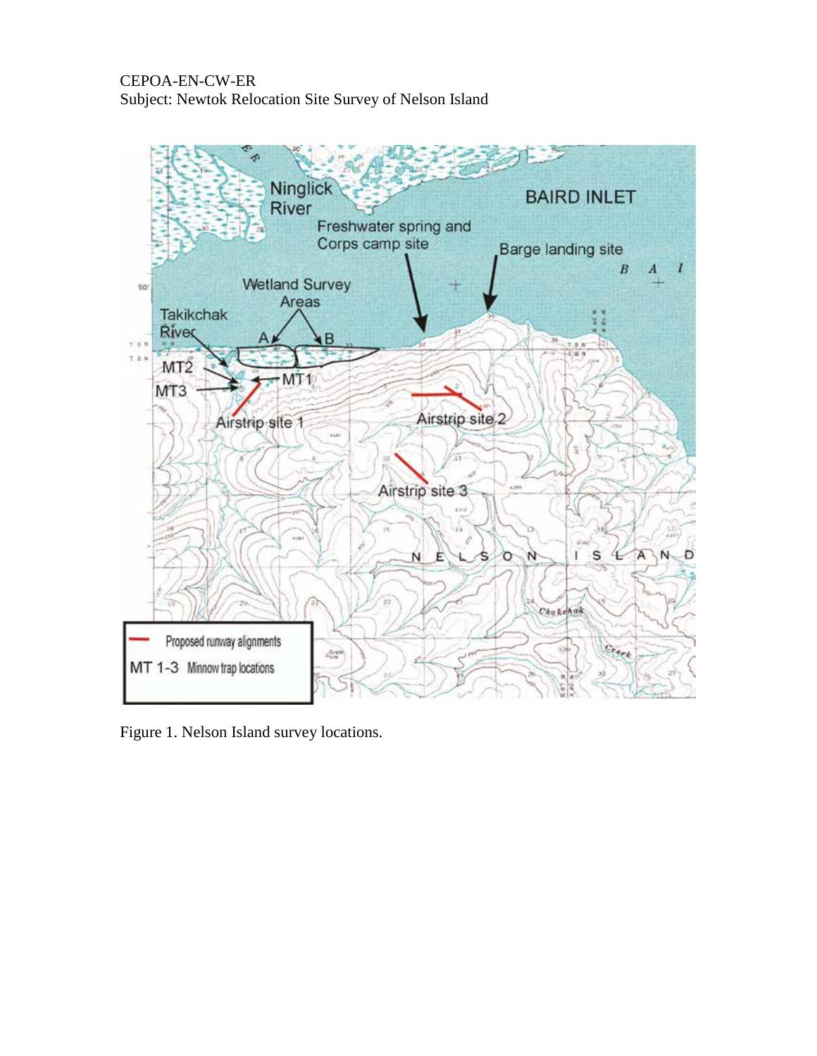CEPOA-EN-CW-ER
Subject: Newtok Relocation Site Survey of Nelson Island

Figure 1. Nelson Island survey locations.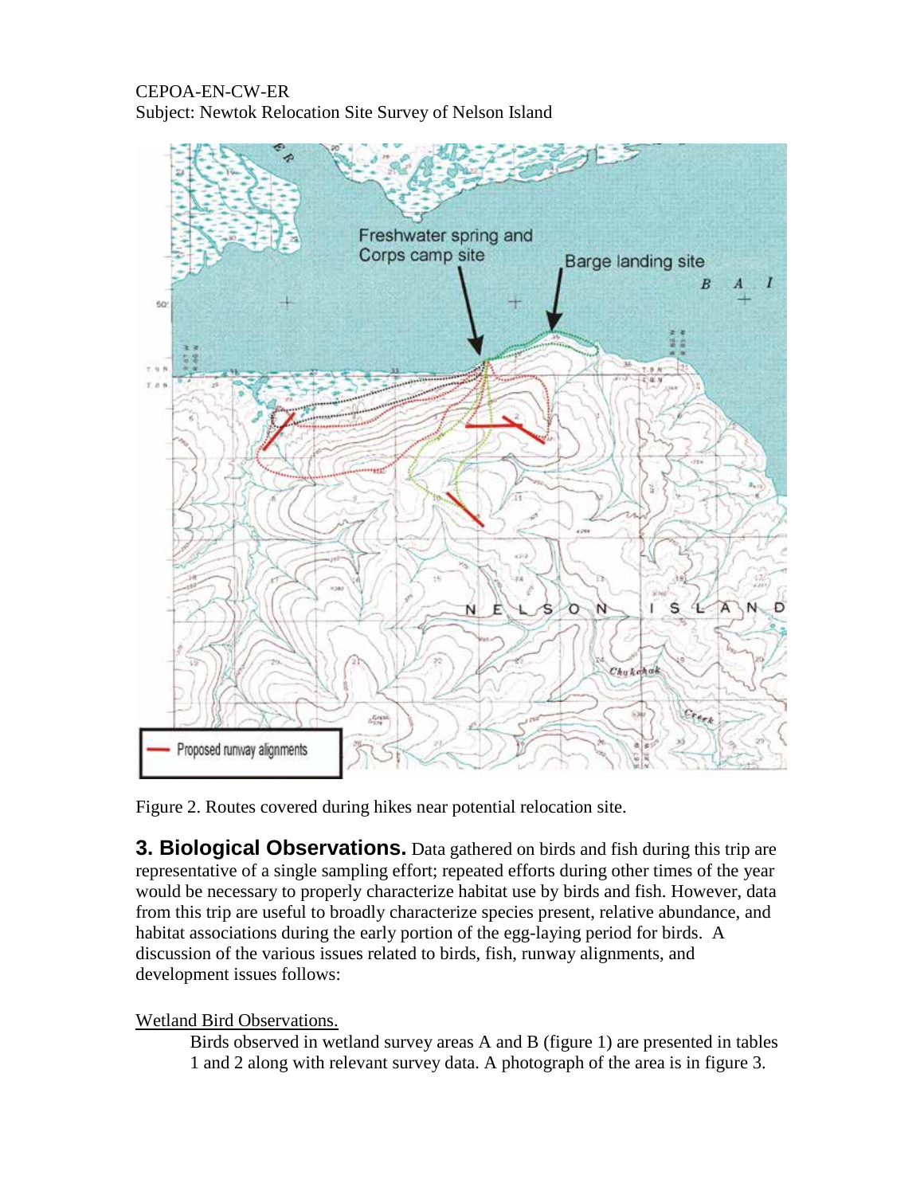CEPOA-EN-CW-ER
Subject: Newtok Relocation Site Survey of Nelson Island

Figure 2. Routes covered during hikes near potential relocation site.

## 3. Biological Observations.

Data gathered on birds and fish during this trip are representative of a single sampling effort; repeated efforts during other times of the year would be necessary to properly characterize habitat use by birds and fish. However, data from this trip are useful to broadly characterize species present, relative abundance, and habitat associations during the early portion of the egg-laying period for birds. A discussion of the various issues related to birds, fish, runway alignments, and development issues follows:

Wetland Bird Observations.

Birds observed in wetland survey areas A and B (figure 1) are presented in tables 1 and 2 along with relevant survey data. A photograph of the area is in figure 3.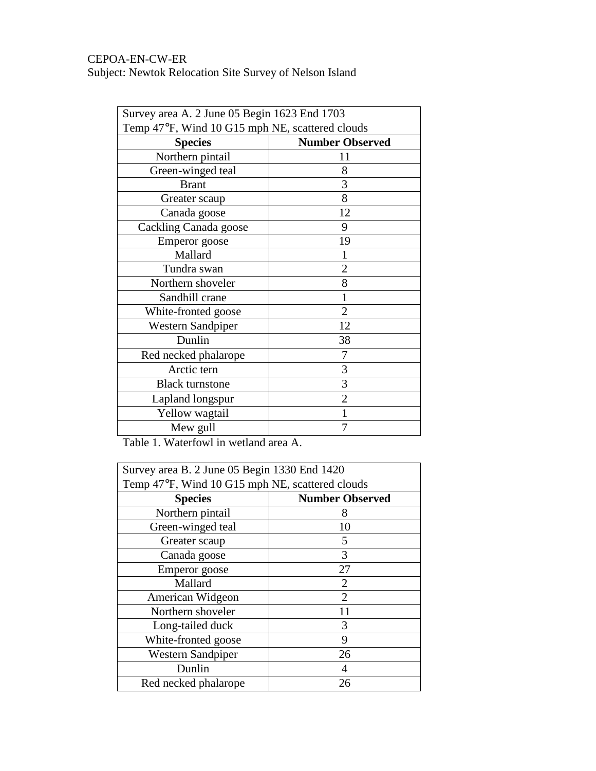CEPOA-EN-CW-ER
Subject: Newtok Relocation Site Survey of Nelson Island

| Survey area A. 2 June 05 Begin 1623 End 1703<br>Temp 47°F, Wind 10 G15 mph NE, scattered clouds | |
|---|---|
| **Species** | **Number Observed** |
| Northern pintail | 11 |
| Green-winged teal | 8 |
| Brant | 3 |
| Greater scaup | 8 |
| Canada goose | 12 |
| Cackling Canada goose | 9 |
| Emperor goose | 19 |
| Mallard | 1 |
| Tundra swan | 2 |
| Northern shoveler | 8 |
| Sandhill crane | 1 |
| White-fronted goose | 2 |
| Western Sandpiper | 12 |
| Dunlin | 38 |
| Red necked phalarope | 7 |
| Arctic tern | 3 |
| Black turnstone | 3 |
| Lapland longspur | 2 |
| Yellow wagtail | 1 |
| Mew gull | 7 |

Table 1. Waterfowl in wetland area A.

| Survey area B. 2 June 05 Begin 1330 End 1420<br>Temp 47°F, Wind 10 G15 mph NE, scattered clouds | |
|---|---|
| **Species** | **Number Observed** |
| Northern pintail | 8 |
| Green-winged teal | 10 |
| Greater scaup | 5 |
| Canada goose | 3 |
| Emperor goose | 27 |
| Mallard | 2 |
| American Widgeon | 2 |
| Northern shoveler | 11 |
| Long-tailed duck | 3 |
| White-fronted goose | 9 |
| Western Sandpiper | 26 |
| Dunlin | 4 |
| Red necked phalarope | 26 |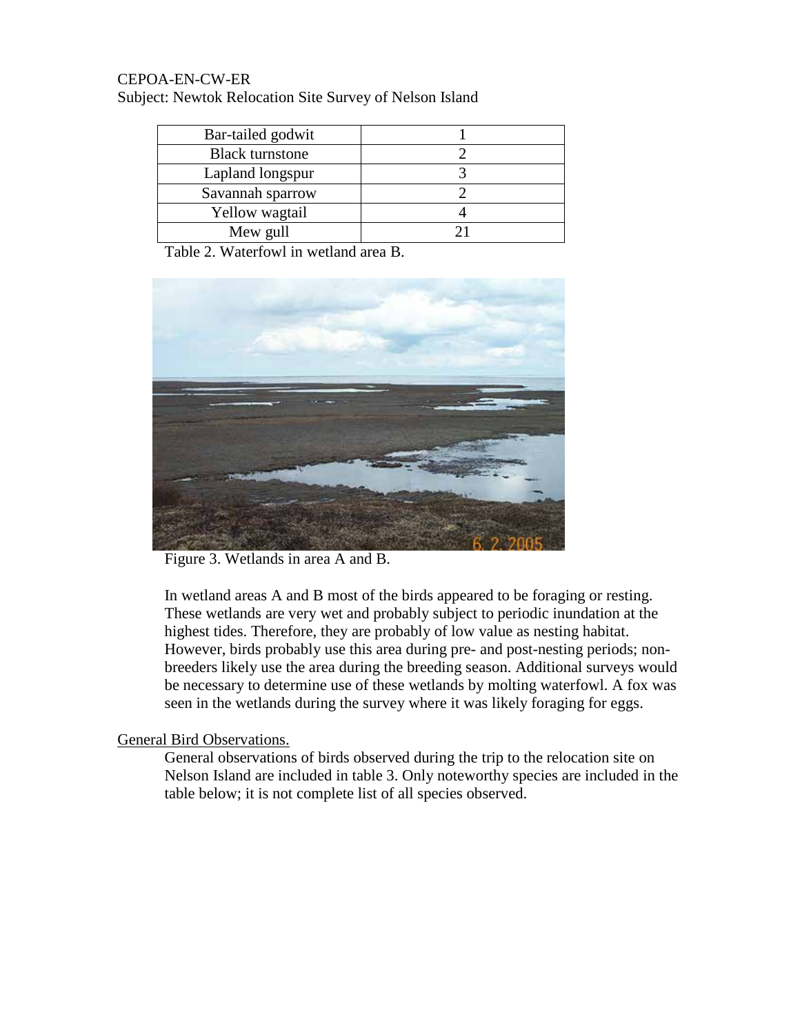| Bar-tailed godwit | 1 |
|---|---|
| Black turnstone | 2 |
| Lapland longspur | 3 |
| Savannah sparrow | 2 |
| Yellow wagtail | 4 |
| Mew gull | 21 |

Table 2. Waterfowl in wetland area B.

Figure 3. Wetlands in area A and B.

In wetland areas A and B most of the birds appeared to be foraging or resting. These wetlands are very wet and probably subject to periodic inundation at the highest tides. Therefore, they are probably of low value as nesting habitat. However, birds probably use this area during pre- and post-nesting periods; non-breeders likely use the area during the breeding season. Additional surveys would be necessary to determine use of these wetlands by molting waterfowl. A fox was seen in the wetlands during the survey where it was likely foraging for eggs.

General Bird Observations.

General observations of birds observed during the trip to the relocation site on Nelson Island are included in table 3. Only noteworthy species are included in the table below; it is not complete list of all species observed.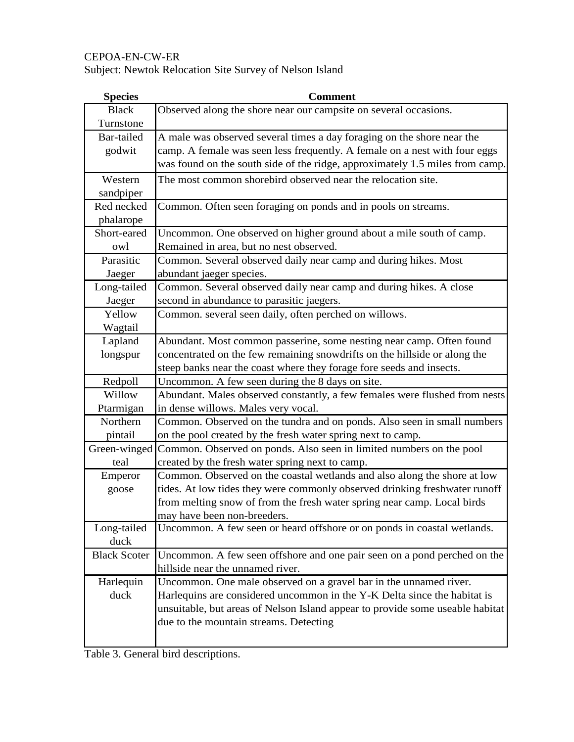CEPOA-EN-CW-ER
Subject: Newtok Relocation Site Survey of Nelson Island

| Species | Comment |
|---|---|
| Black Turnstone | Observed along the shore near our campsite on several occasions. |
| Bar-tailed godwit | A male was observed several times a day foraging on the shore near the camp. A female was seen less frequently. A female on a nest with four eggs was found on the south side of the ridge, approximately 1.5 miles from camp. |
| Western sandpiper | The most common shorebird observed near the relocation site. |
| Red necked phalarope | Common. Often seen foraging on ponds and in pools on streams. |
| Short-eared owl | Uncommon. One observed on higher ground about a mile south of camp. Remained in area, but no nest observed. |
| Parasitic Jaeger | Common. Several observed daily near camp and during hikes. Most abundant jaeger species. |
| Long-tailed Jaeger | Common. Several observed daily near camp and during hikes. A close second in abundance to parasitic jaegers. |
| Yellow Wagtail | Common. several seen daily, often perched on willows. |
| Lapland longspur | Abundant. Most common passerine, some nesting near camp. Often found concentrated on the few remaining snowdrifts on the hillside or along the steep banks near the coast where they forage fore seeds and insects. |
| Redpoll | Uncommon. A few seen during the 8 days on site. |
| Willow Ptarmigan | Abundant. Males observed constantly, a few females were flushed from nests in dense willows. Males very vocal. |
| Northern pintail | Common. Observed on the tundra and on ponds. Also seen in small numbers on the pool created by the fresh water spring next to camp. |
| Green-winged teal | Common. Observed on ponds. Also seen in limited numbers on the pool created by the fresh water spring next to camp. |
| Emperor goose | Common. Observed on the coastal wetlands and also along the shore at low tides. At low tides they were commonly observed drinking freshwater runoff from melting snow of from the fresh water spring near camp. Local birds may have been non-breeders. |
| Long-tailed duck | Uncommon. A few seen or heard offshore or on ponds in coastal wetlands. |
| Black Scoter | Uncommon. A few seen offshore and one pair seen on a pond perched on the hillside near the unnamed river. |
| Harlequin duck | Uncommon. One male observed on a gravel bar in the unnamed river. Harlequins are considered uncommon in the Y-K Delta since the habitat is unsuitable, but areas of Nelson Island appear to provide some useable habitat due to the mountain streams. Detecting |

Table 3. General bird descriptions.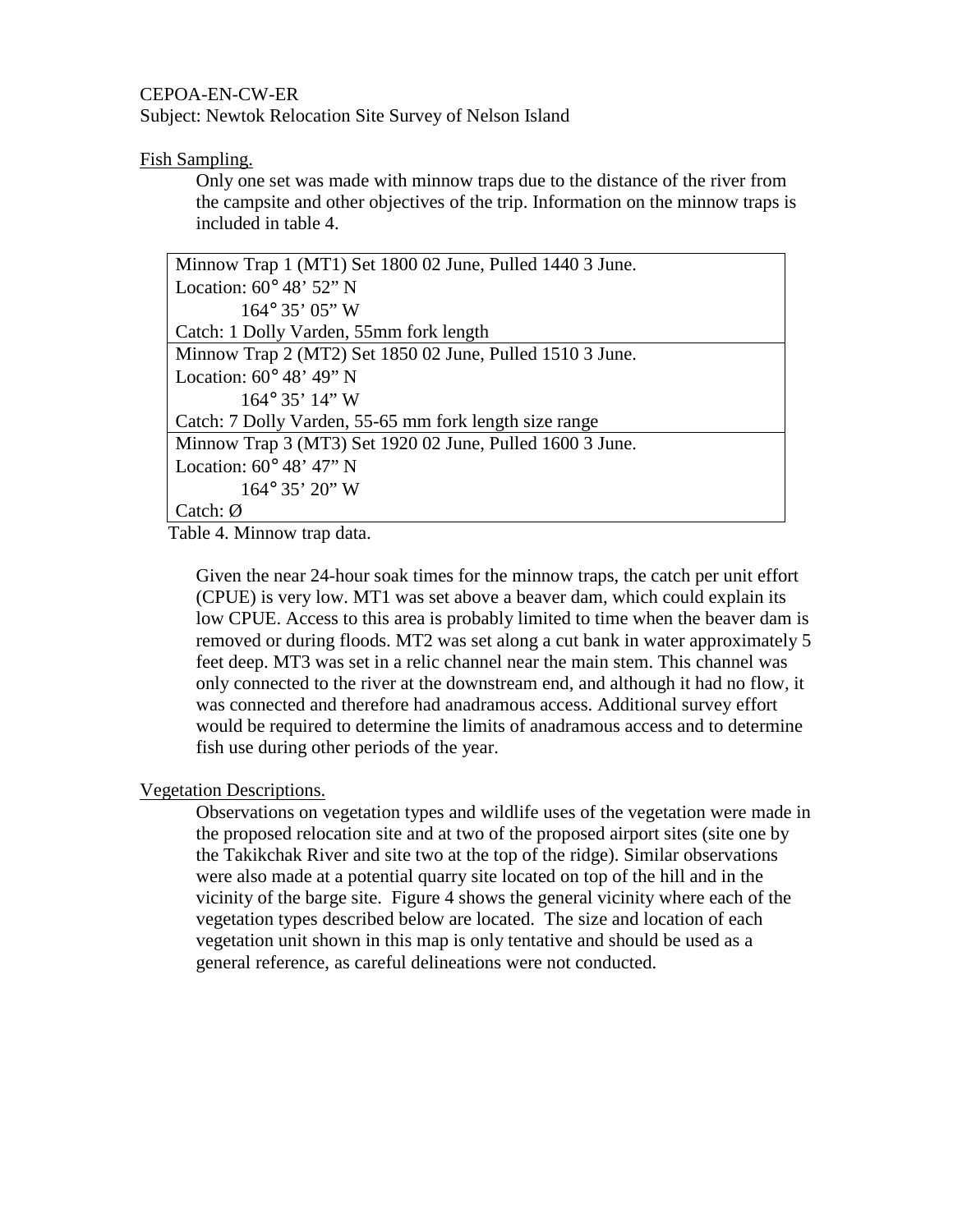CEPOA-EN-CW-ER
Subject: Newtok Relocation Site Survey of Nelson Island

Fish Sampling.

Only one set was made with minnow traps due to the distance of the river from the campsite and other objectives of the trip. Information on the minnow traps is included in table 4.

| Minnow Trap Data |
|---|
| Minnow Trap 1 (MT1) Set 1800 02 June, Pulled 1440 3 June.<br>Location: 60° 48' 52" N<br>164° 35' 05" W<br>Catch: 1 Dolly Varden, 55mm fork length |
| Minnow Trap 2 (MT2) Set 1850 02 June, Pulled 1510 3 June.<br>Location: 60° 48' 49" N<br>164° 35' 14" W<br>Catch: 7 Dolly Varden, 55-65 mm fork length size range |
| Minnow Trap 3 (MT3) Set 1920 02 June, Pulled 1600 3 June.<br>Location: 60° 48' 47" N<br>164° 35' 20" W<br>Catch: Ø |

Table 4. Minnow trap data.

Given the near 24-hour soak times for the minnow traps, the catch per unit effort (CPUE) is very low. MT1 was set above a beaver dam, which could explain its low CPUE. Access to this area is probably limited to time when the beaver dam is removed or during floods. MT2 was set along a cut bank in water approximately 5 feet deep. MT3 was set in a relic channel near the main stem. This channel was only connected to the river at the downstream end, and although it had no flow, it was connected and therefore had anadramous access. Additional survey effort would be required to determine the limits of anadramous access and to determine fish use during other periods of the year.

Vegetation Descriptions.

Observations on vegetation types and wildlife uses of the vegetation were made in the proposed relocation site and at two of the proposed airport sites (site one by the Takikchak River and site two at the top of the ridge). Similar observations were also made at a potential quarry site located on top of the hill and in the vicinity of the barge site. Figure 4 shows the general vicinity where each of the vegetation types described below are located. The size and location of each vegetation unit shown in this map is only tentative and should be used as a general reference, as careful delineations were not conducted.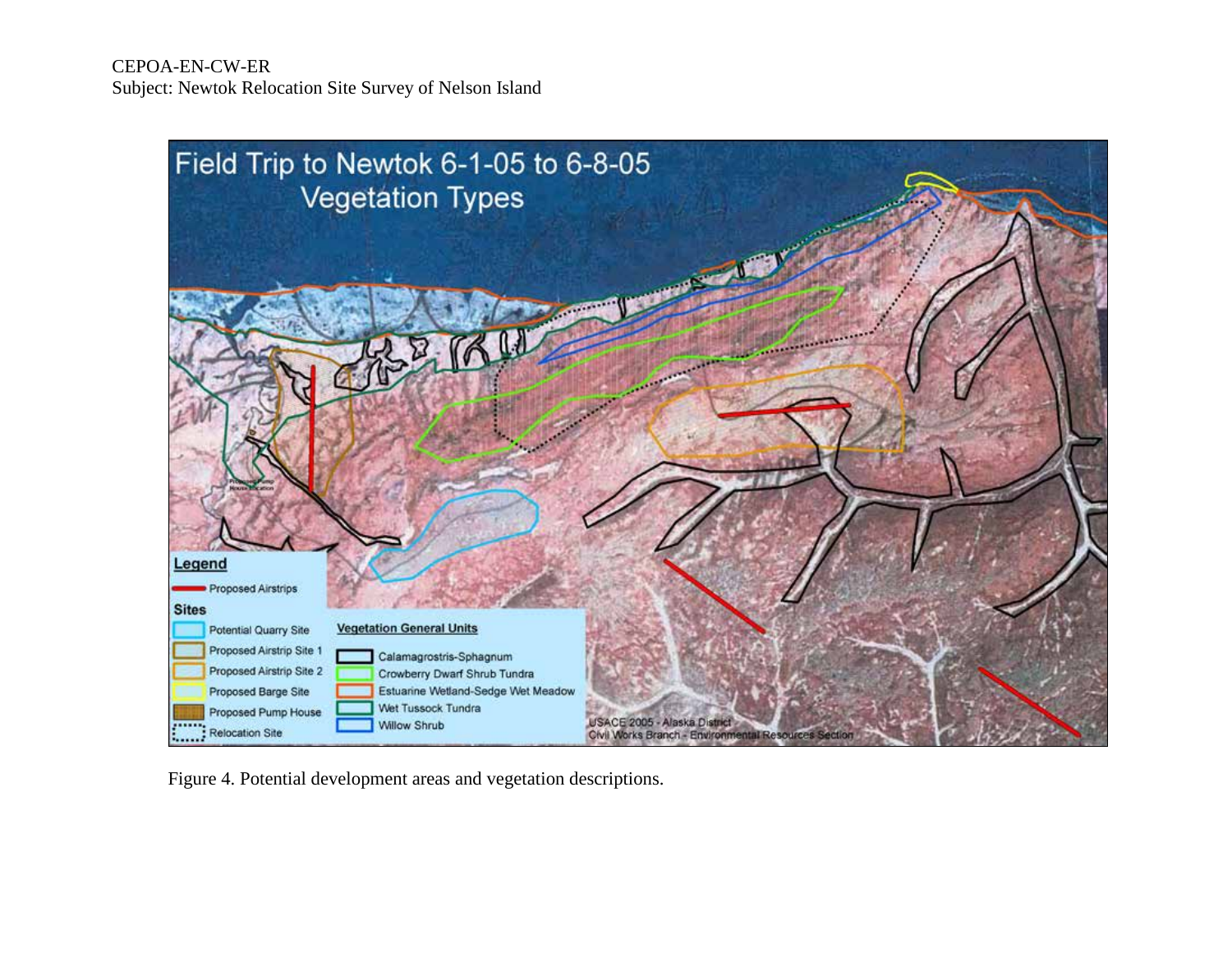Figure 4. Potential development areas and vegetation descriptions.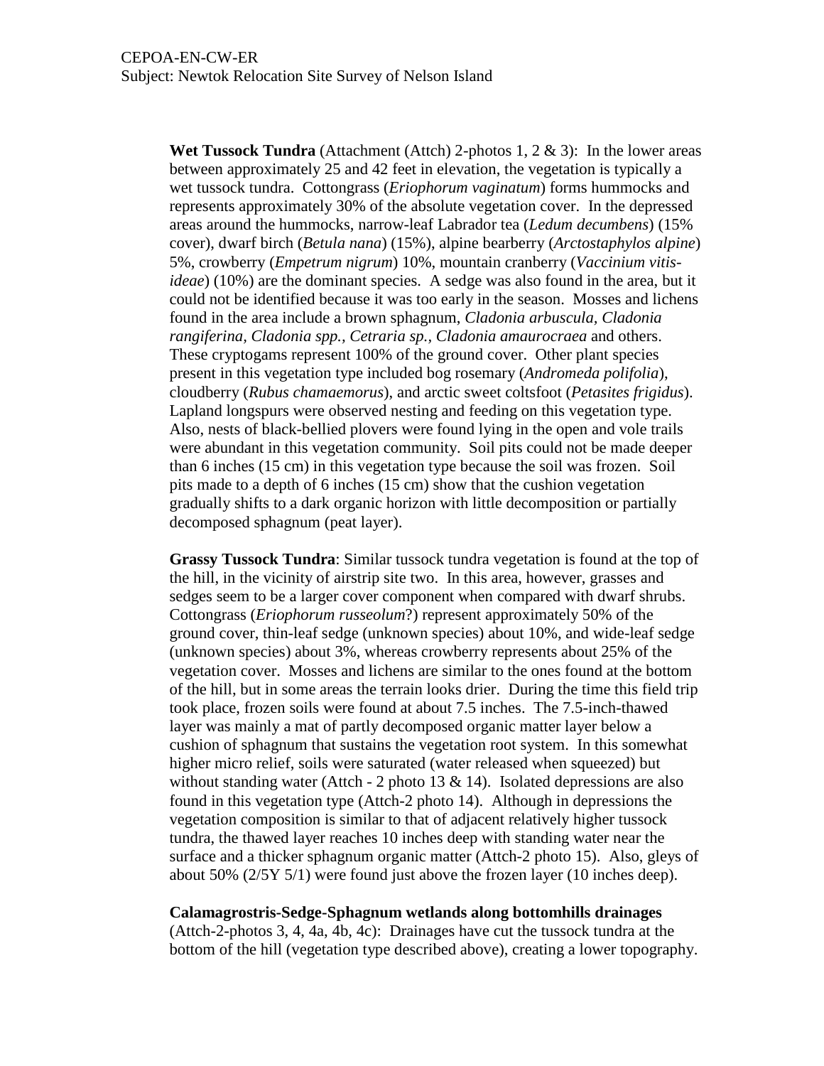**Wet Tussock Tundra** (Attachment (Attch) 2-photos 1, 2 & 3): In the lower areas between approximately 25 and 42 feet in elevation, the vegetation is typically a wet tussock tundra. Cottongrass (*Eriophorum vaginatum*) forms hummocks and represents approximately 30% of the absolute vegetation cover. In the depressed areas around the hummocks, narrow-leaf Labrador tea (*Ledum decumbens*) (15% cover), dwarf birch (*Betula nana*) (15%), alpine bearberry (*Arctostaphylos alpine*) 5%, crowberry (*Empetrum nigrum*) 10%, mountain cranberry (*Vaccinium vitis-ideae*) (10%) are the dominant species. A sedge was also found in the area, but it could not be identified because it was too early in the season. Mosses and lichens found in the area include a brown sphagnum, *Cladonia arbuscula, Cladonia rangiferina, Cladonia spp., Cetraria sp., Cladonia amaurocraea* and others. These cryptogams represent 100% of the ground cover. Other plant species present in this vegetation type included bog rosemary (*Andromeda polifolia*), cloudberry (*Rubus chamaemorus*), and arctic sweet coltsfoot (*Petasites frigidus*). Lapland longspurs were observed nesting and feeding on this vegetation type. Also, nests of black-bellied plovers were found lying in the open and vole trails were abundant in this vegetation community. Soil pits could not be made deeper than 6 inches (15 cm) in this vegetation type because the soil was frozen. Soil pits made to a depth of 6 inches (15 cm) show that the cushion vegetation gradually shifts to a dark organic horizon with little decomposition or partially decomposed sphagnum (peat layer).

**Grassy Tussock Tundra**: Similar tussock tundra vegetation is found at the top of the hill, in the vicinity of airstrip site two. In this area, however, grasses and sedges seem to be a larger cover component when compared with dwarf shrubs. Cottongrass (*Eriophorum russeolum*?) represent approximately 50% of the ground cover, thin-leaf sedge (unknown species) about 10%, and wide-leaf sedge (unknown species) about 3%, whereas crowberry represents about 25% of the vegetation cover. Mosses and lichens are similar to the ones found at the bottom of the hill, but in some areas the terrain looks drier. During the time this field trip took place, frozen soils were found at about 7.5 inches. The 7.5-inch-thawed layer was mainly a mat of partly decomposed organic matter layer below a cushion of sphagnum that sustains the vegetation root system. In this somewhat higher micro relief, soils were saturated (water released when squeezed) but without standing water (Attch - 2 photo 13 & 14). Isolated depressions are also found in this vegetation type (Attch-2 photo 14). Although in depressions the vegetation composition is similar to that of adjacent relatively higher tussock tundra, the thawed layer reaches 10 inches deep with standing water near the surface and a thicker sphagnum organic matter (Attch-2 photo 15). Also, gleys of about 50% (2/5Y 5/1) were found just above the frozen layer (10 inches deep).

**Calamagrostris-Sedge-Sphagnum wetlands along bottomhills drainages** (Attch-2-photos 3, 4, 4a, 4b, 4c): Drainages have cut the tussock tundra at the bottom of the hill (vegetation type described above), creating a lower topography.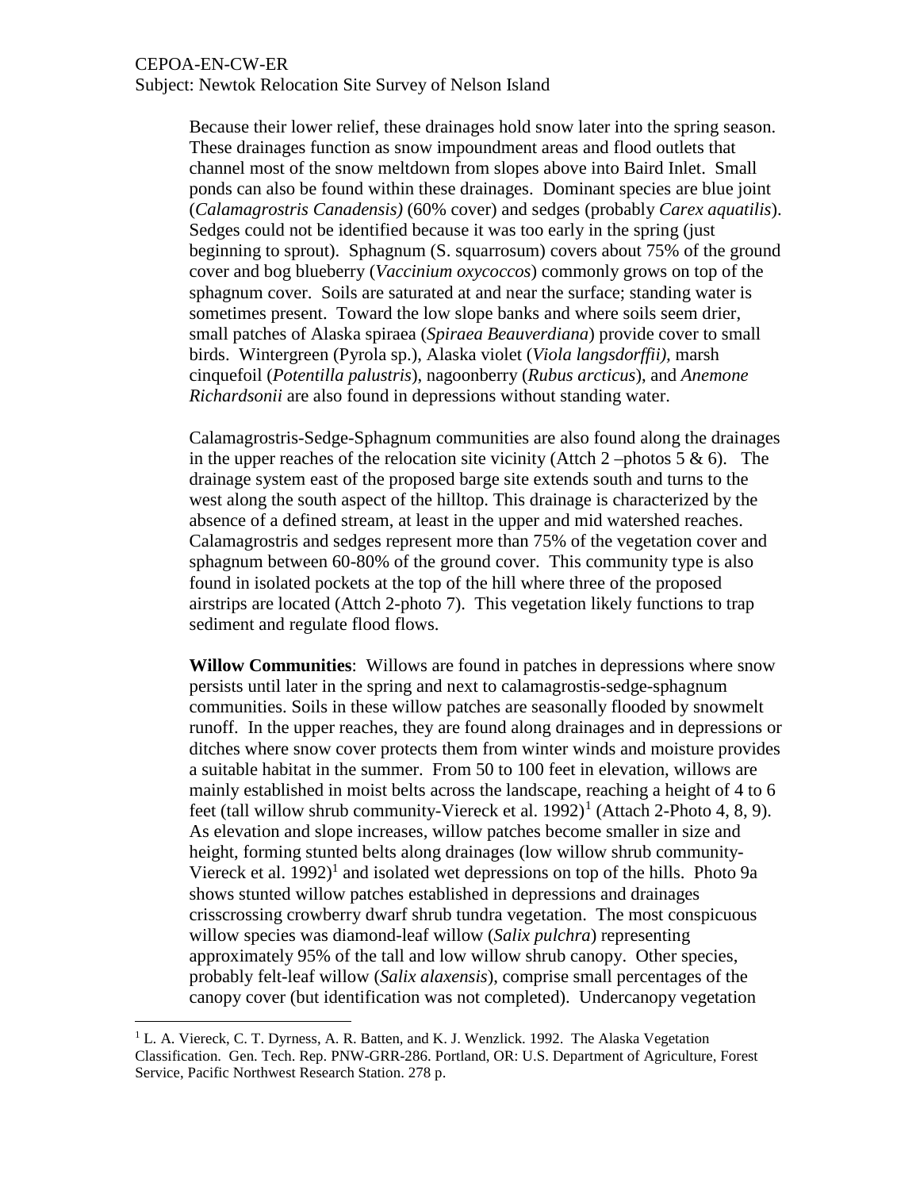Because their lower relief, these drainages hold snow later into the spring season. These drainages function as snow impoundment areas and flood outlets that channel most of the snow meltdown from slopes above into Baird Inlet. Small ponds can also be found within these drainages. Dominant species are blue joint (*Calamagrostris Canadensis)* (60% cover) and sedges (probably *Carex aquatilis*). Sedges could not be identified because it was too early in the spring (just beginning to sprout). Sphagnum (S. squarrosum) covers about 75% of the ground cover and bog blueberry (*Vaccinium oxycoccos*) commonly grows on top of the sphagnum cover. Soils are saturated at and near the surface; standing water is sometimes present. Toward the low slope banks and where soils seem drier, small patches of Alaska spiraea (*Spiraea Beauverdiana*) provide cover to small birds. Wintergreen (Pyrola sp.), Alaska violet (*Viola langsdorffii)*, marsh cinquefoil (*Potentilla palustris*), nagoonberry (*Rubus arcticus*), and *Anemone Richardsonii* are also found in depressions without standing water.

Calamagrostris-Sedge-Sphagnum communities are also found along the drainages in the upper reaches of the relocation site vicinity (Attch 2 –photos 5 & 6). The drainage system east of the proposed barge site extends south and turns to the west along the south aspect of the hilltop. This drainage is characterized by the absence of a defined stream, at least in the upper and mid watershed reaches. Calamagrostris and sedges represent more than 75% of the vegetation cover and sphagnum between 60-80% of the ground cover. This community type is also found in isolated pockets at the top of the hill where three of the proposed airstrips are located (Attch 2-photo 7). This vegetation likely functions to trap sediment and regulate flood flows.

**Willow Communities**: Willows are found in patches in depressions where snow persists until later in the spring and next to calamagrostis-sedge-sphagnum communities. Soils in these willow patches are seasonally flooded by snowmelt runoff. In the upper reaches, they are found along drainages and in depressions or ditches where snow cover protects them from winter winds and moisture provides a suitable habitat in the summer. From 50 to 100 feet in elevation, willows are mainly established in moist belts across the landscape, reaching a height of 4 to 6 feet (tall willow shrub community-Viereck et al. 1992)[1] (Attach 2-Photo 4, 8, 9). As elevation and slope increases, willow patches become smaller in size and height, forming stunted belts along drainages (low willow shrub community-Viereck et al. 1992)[1] and isolated wet depressions on top of the hills. Photo 9a shows stunted willow patches established in depressions and drainages crisscrossing crowberry dwarf shrub tundra vegetation. The most conspicuous willow species was diamond-leaf willow (*Salix pulchra*) representing approximately 95% of the tall and low willow shrub canopy. Other species, probably felt-leaf willow (*Salix alaxensis*), comprise small percentages of the canopy cover (but identification was not completed). Undercanopy vegetation

[1] L. A. Viereck, C. T. Dyrness, A. R. Batten, and K. J. Wenzlick. 1992. The Alaska Vegetation Classification. Gen. Tech. Rep. PNW-GRR-286. Portland, OR: U.S. Department of Agriculture, Forest Service, Pacific Northwest Research Station. 278 p.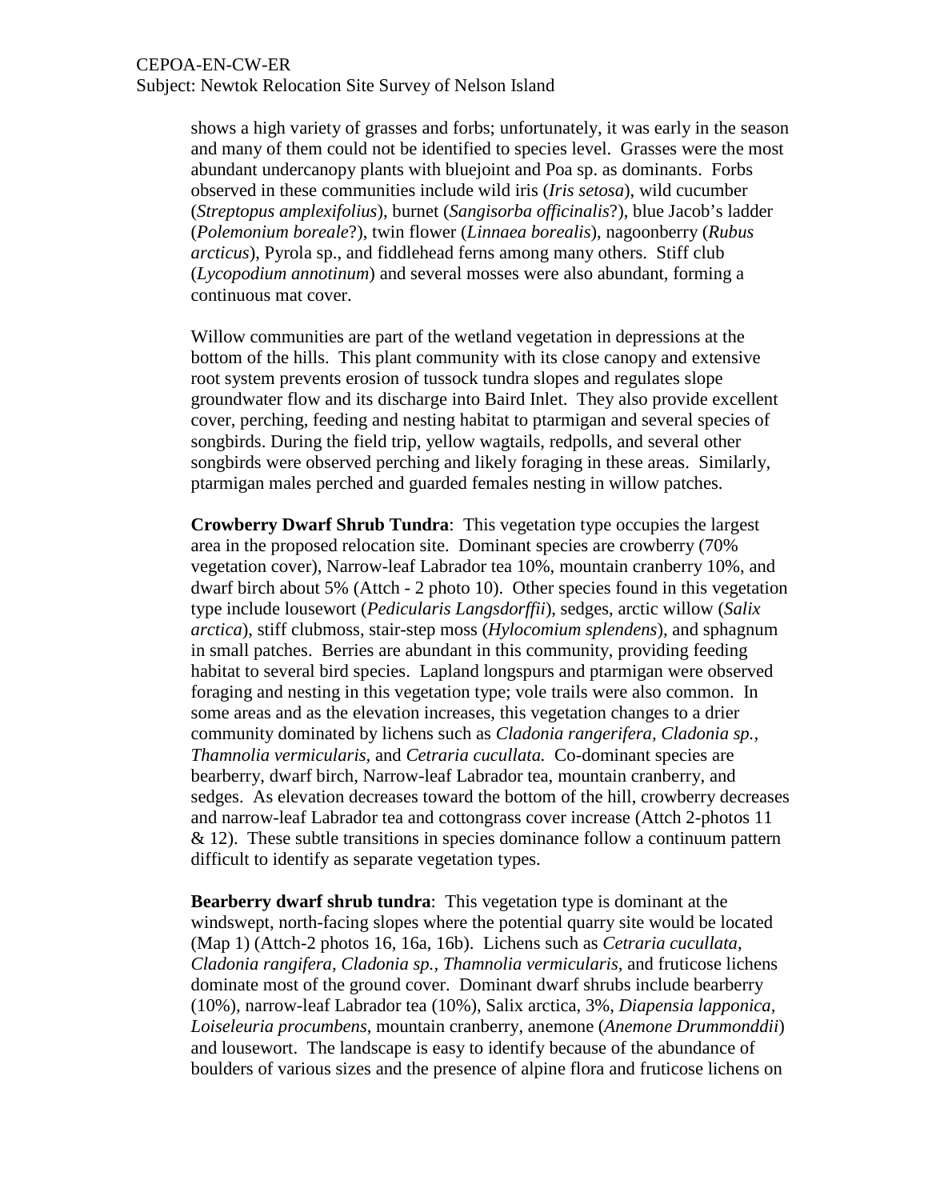shows a high variety of grasses and forbs; unfortunately, it was early in the season and many of them could not be identified to species level. Grasses were the most abundant undercanopy plants with bluejoint and Poa sp. as dominants. Forbs observed in these communities include wild iris (*Iris setosa*), wild cucumber (*Streptopus amplexifolius*), burnet (*Sangisorba officinalis*?), blue Jacob's ladder (*Polemonium boreale*?), twin flower (*Linnaea borealis*), nagoonberry (*Rubus arcticus*), Pyrola sp., and fiddlehead ferns among many others. Stiff club (*Lycopodium annotinum*) and several mosses were also abundant, forming a continuous mat cover.

Willow communities are part of the wetland vegetation in depressions at the bottom of the hills. This plant community with its close canopy and extensive root system prevents erosion of tussock tundra slopes and regulates slope groundwater flow and its discharge into Baird Inlet. They also provide excellent cover, perching, feeding and nesting habitat to ptarmigan and several species of songbirds. During the field trip, yellow wagtails, redpolls, and several other songbirds were observed perching and likely foraging in these areas. Similarly, ptarmigan males perched and guarded females nesting in willow patches.

**Crowberry Dwarf Shrub Tundra**: This vegetation type occupies the largest area in the proposed relocation site. Dominant species are crowberry (70% vegetation cover), Narrow-leaf Labrador tea 10%, mountain cranberry 10%, and dwarf birch about 5% (Attch - 2 photo 10). Other species found in this vegetation type include lousewort (*Pedicularis Langsdorffii*), sedges, arctic willow (*Salix arctica*), stiff clubmoss, stair-step moss (*Hylocomium splendens*), and sphagnum in small patches. Berries are abundant in this community, providing feeding habitat to several bird species. Lapland longspurs and ptarmigan were observed foraging and nesting in this vegetation type; vole trails were also common. In some areas and as the elevation increases, this vegetation changes to a drier community dominated by lichens such as *Cladonia rangerifera, Cladonia sp., Thamnolia vermicularis,* and *Cetraria cucullata.* Co-dominant species are bearberry, dwarf birch, Narrow-leaf Labrador tea, mountain cranberry, and sedges. As elevation decreases toward the bottom of the hill, crowberry decreases and narrow-leaf Labrador tea and cottongrass cover increase (Attch 2-photos 11 & 12). These subtle transitions in species dominance follow a continuum pattern difficult to identify as separate vegetation types.

**Bearberry dwarf shrub tundra**: This vegetation type is dominant at the windswept, north-facing slopes where the potential quarry site would be located (Map 1) (Attch-2 photos 16, 16a, 16b). Lichens such as *Cetraria cucullata, Cladonia rangifera, Cladonia sp., Thamnolia vermicularis,* and fruticose lichens dominate most of the ground cover. Dominant dwarf shrubs include bearberry (10%), narrow-leaf Labrador tea (10%), Salix arctica, 3%, *Diapensia lapponica, Loiseleuria procumbens*, mountain cranberry, anemone (*Anemone Drummonddii*) and lousewort. The landscape is easy to identify because of the abundance of boulders of various sizes and the presence of alpine flora and fruticose lichens on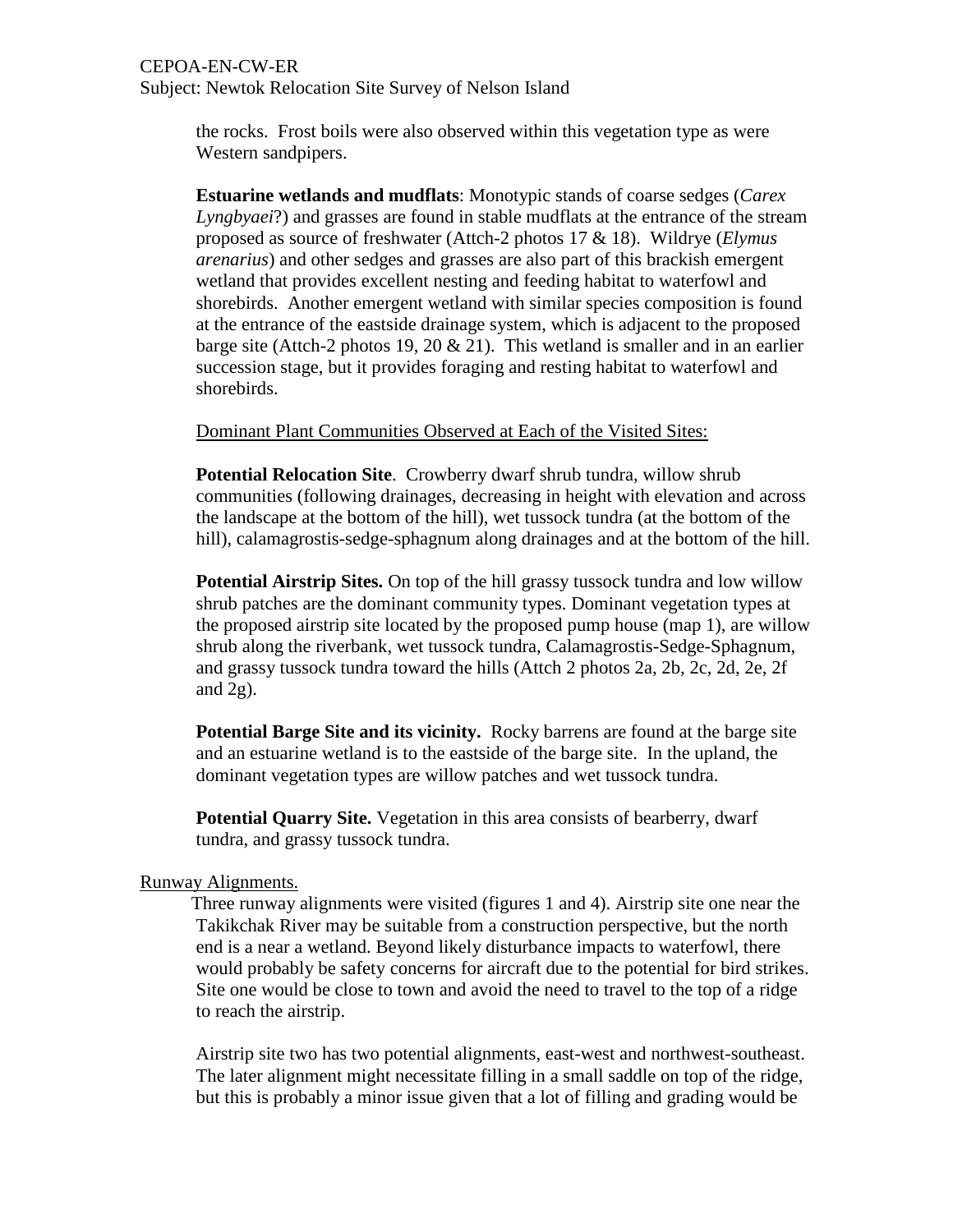the rocks. Frost boils were also observed within this vegetation type as were Western sandpipers.

**Estuarine wetlands and mudflats**: Monotypic stands of coarse sedges (*Carex Lyngbyaei*?) and grasses are found in stable mudflats at the entrance of the stream proposed as source of freshwater (Attch-2 photos 17 & 18). Wildrye (*Elymus arenarius*) and other sedges and grasses are also part of this brackish emergent wetland that provides excellent nesting and feeding habitat to waterfowl and shorebirds. Another emergent wetland with similar species composition is found at the entrance of the eastside drainage system, which is adjacent to the proposed barge site (Attch-2 photos 19, 20 & 21). This wetland is smaller and in an earlier succession stage, but it provides foraging and resting habitat to waterfowl and shorebirds.

Dominant Plant Communities Observed at Each of the Visited Sites:

**Potential Relocation Site**. Crowberry dwarf shrub tundra, willow shrub communities (following drainages, decreasing in height with elevation and across the landscape at the bottom of the hill), wet tussock tundra (at the bottom of the hill), calamagrostis-sedge-sphagnum along drainages and at the bottom of the hill.

**Potential Airstrip Sites.** On top of the hill grassy tussock tundra and low willow shrub patches are the dominant community types. Dominant vegetation types at the proposed airstrip site located by the proposed pump house (map 1), are willow shrub along the riverbank, wet tussock tundra, Calamagrostis-Sedge-Sphagnum, and grassy tussock tundra toward the hills (Attch 2 photos 2a, 2b, 2c, 2d, 2e, 2f and 2g).

**Potential Barge Site and its vicinity.** Rocky barrens are found at the barge site and an estuarine wetland is to the eastside of the barge site. In the upland, the dominant vegetation types are willow patches and wet tussock tundra.

**Potential Quarry Site.** Vegetation in this area consists of bearberry, dwarf tundra, and grassy tussock tundra.

Runway Alignments.

Three runway alignments were visited (figures 1 and 4). Airstrip site one near the Takikchak River may be suitable from a construction perspective, but the north end is a near a wetland. Beyond likely disturbance impacts to waterfowl, there would probably be safety concerns for aircraft due to the potential for bird strikes. Site one would be close to town and avoid the need to travel to the top of a ridge to reach the airstrip.

Airstrip site two has two potential alignments, east-west and northwest-southeast. The later alignment might necessitate filling in a small saddle on top of the ridge, but this is probably a minor issue given that a lot of filling and grading would be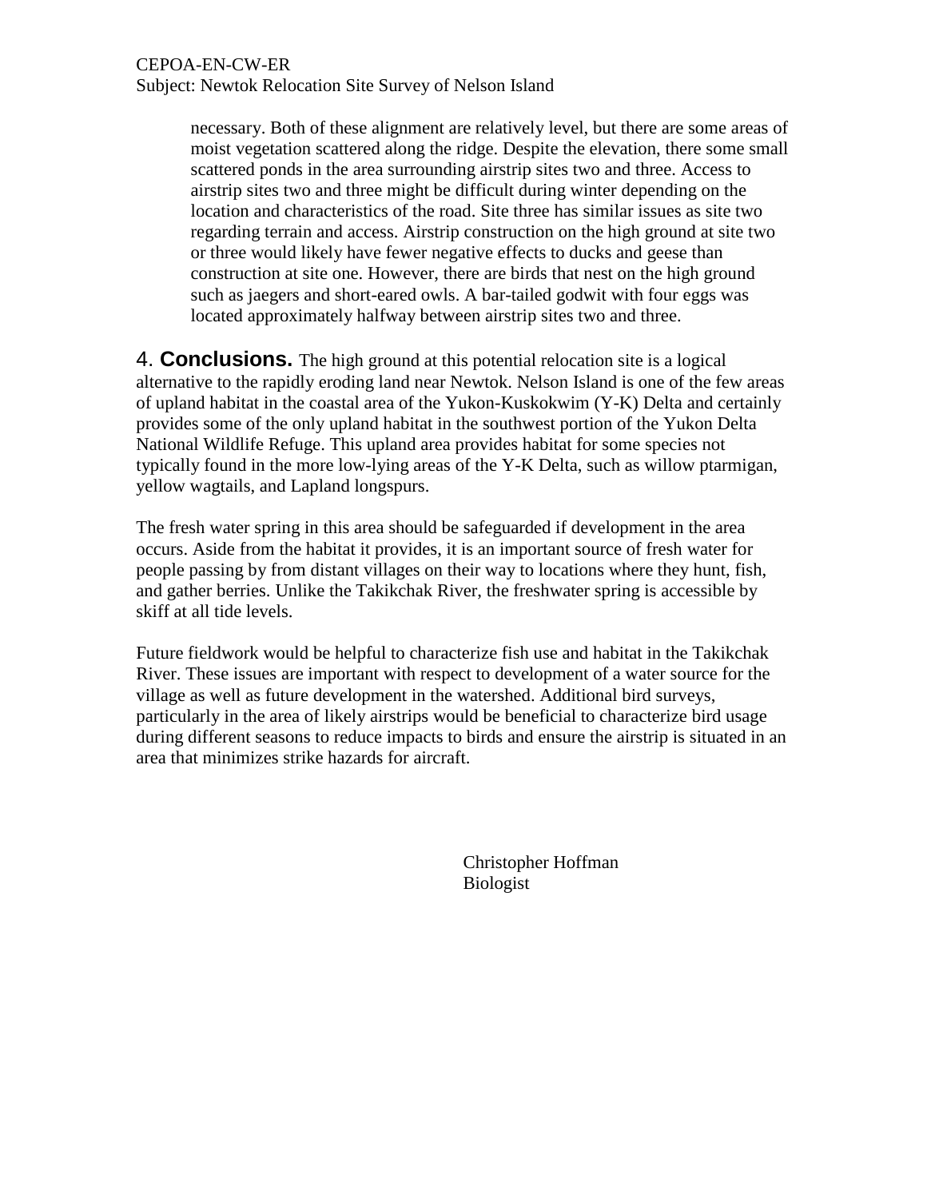necessary. Both of these alignment are relatively level, but there are some areas of moist vegetation scattered along the ridge. Despite the elevation, there some small scattered ponds in the area surrounding airstrip sites two and three. Access to airstrip sites two and three might be difficult during winter depending on the location and characteristics of the road. Site three has similar issues as site two regarding terrain and access. Airstrip construction on the high ground at site two or three would likely have fewer negative effects to ducks and geese than construction at site one. However, there are birds that nest on the high ground such as jaegers and short-eared owls. A bar-tailed godwit with four eggs was located approximately halfway between airstrip sites two and three.

4. **Conclusions.** The high ground at this potential relocation site is a logical alternative to the rapidly eroding land near Newtok. Nelson Island is one of the few areas of upland habitat in the coastal area of the Yukon-Kuskokwim (Y-K) Delta and certainly provides some of the only upland habitat in the southwest portion of the Yukon Delta National Wildlife Refuge. This upland area provides habitat for some species not typically found in the more low-lying areas of the Y-K Delta, such as willow ptarmigan, yellow wagtails, and Lapland longspurs.

The fresh water spring in this area should be safeguarded if development in the area occurs. Aside from the habitat it provides, it is an important source of fresh water for people passing by from distant villages on their way to locations where they hunt, fish, and gather berries. Unlike the Takikchak River, the freshwater spring is accessible by skiff at all tide levels.

Future fieldwork would be helpful to characterize fish use and habitat in the Takikchak River. These issues are important with respect to development of a water source for the village as well as future development in the watershed. Additional bird surveys, particularly in the area of likely airstrips would be beneficial to characterize bird usage during different seasons to reduce impacts to birds and ensure the airstrip is situated in an area that minimizes strike hazards for aircraft.

Christopher Hoffman
Biologist